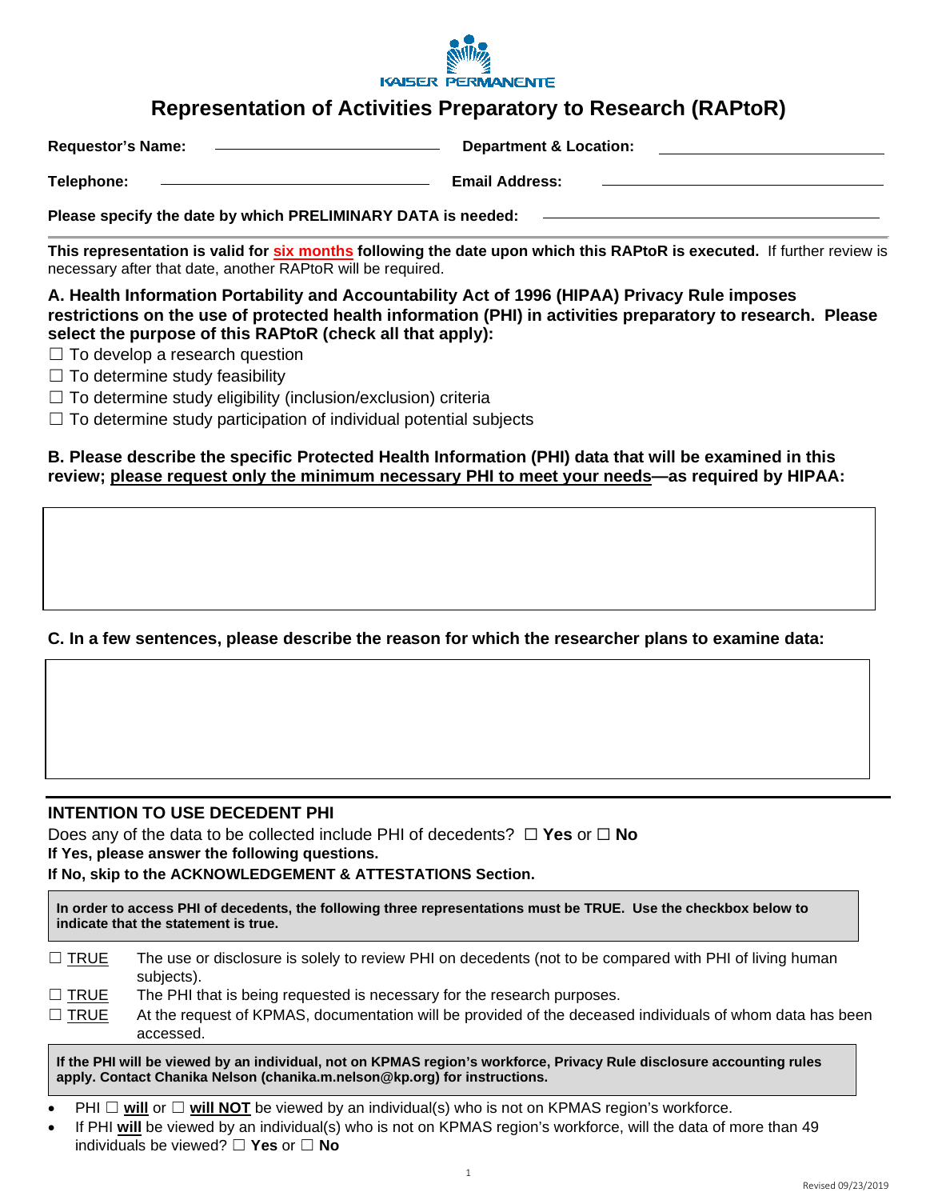KAISER PERMANENTE

# Representation of Activities Preparatory to Research (RAPtoR)

**Requestor's Name:** ____________________ **Department & Location:** ____________________

**Telephone:** ____________________ **Email Address:** ____________________

**Please specify the date by which PRELIMINARY DATA is needed:** ____________________

**This representation is valid for six months following the date upon which this RAPtoR is executed.** If further review is necessary after that date, another RAPtoR will be required.

**A. Health Information Portability and Accountability Act of 1996 (HIPAA) Privacy Rule imposes restrictions on the use of protected health information (PHI) in activities preparatory to research. Please select the purpose of this RAPtoR (check all that apply):**

☐ To develop a research question
☐ To determine study feasibility
☐ To determine study eligibility (inclusion/exclusion) criteria
☐ To determine study participation of individual potential subjects

**B. Please describe the specific Protected Health Information (PHI) data that will be examined in this review; please request only the minimum necessary PHI to meet your needs—as required by HIPAA:**

**C. In a few sentences, please describe the reason for which the researcher plans to examine data:**

## INTENTION TO USE DECEDENT PHI

Does any of the data to be collected include PHI of decedents? ☐ **Yes** or ☐ **No**
**If Yes, please answer the following questions.**
**If No, skip to the ACKNOWLEDGEMENT & ATTESTATIONS Section.**

**In order to access PHI of decedents, the following three representations must be TRUE. Use the checkbox below to indicate that the statement is true.**

☐ TRUE The use or disclosure is solely to review PHI on decedents (not to be compared with PHI of living human subjects).
☐ TRUE The PHI that is being requested is necessary for the research purposes.
☐ TRUE At the request of KPMAS, documentation will be provided of the deceased individuals of whom data has been accessed.

**If the PHI will be viewed by an individual, not on KPMAS region's workforce, Privacy Rule disclosure accounting rules apply. Contact Chanika Nelson (chanika.m.nelson@kp.org) for instructions.**

- PHI ☐ **will** or ☐ **will NOT** be viewed by an individual(s) who is not on KPMAS region's workforce.
- If PHI **will** be viewed by an individual(s) who is not on KPMAS region's workforce, will the data of more than 49 individuals be viewed? ☐ **Yes** or ☐ **No**

Revised 09/23/2019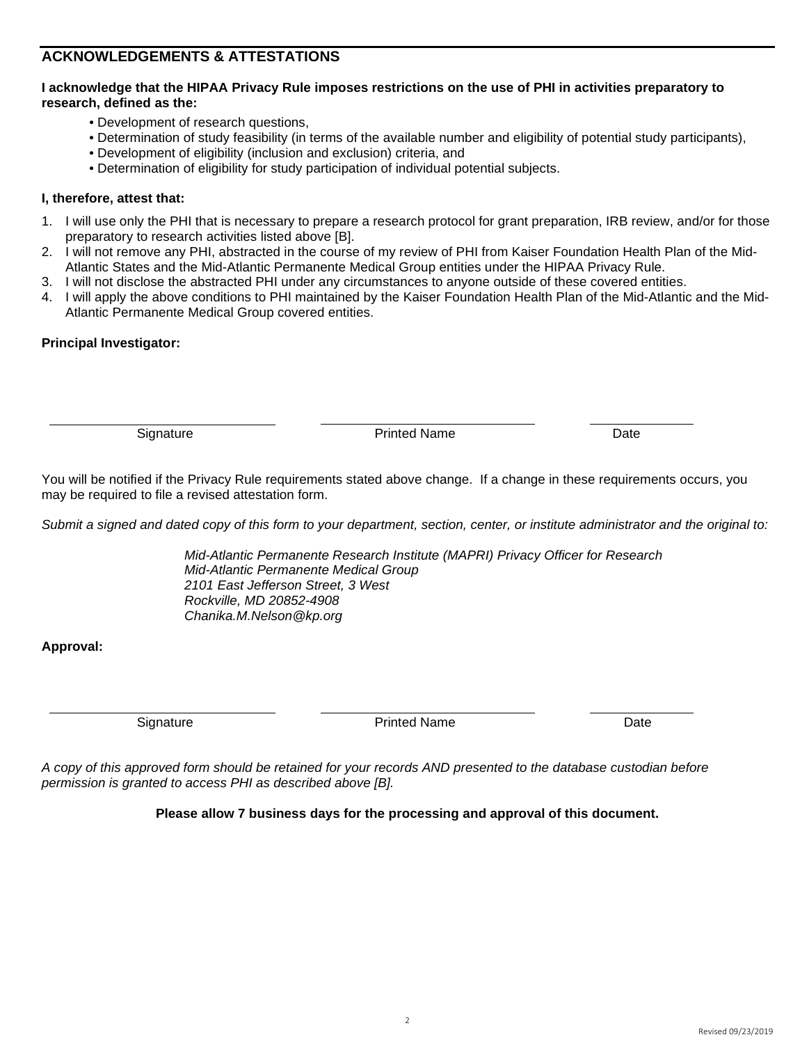## ACKNOWLEDGEMENTS & ATTESTATIONS

**I acknowledge that the HIPAA Privacy Rule imposes restrictions on the use of PHI in activities preparatory to research, defined as the:**

- Development of research questions,
- Determination of study feasibility (in terms of the available number and eligibility of potential study participants),
- Development of eligibility (inclusion and exclusion) criteria, and
- Determination of eligibility for study participation of individual potential subjects.

**I, therefore, attest that:**

1. I will use only the PHI that is necessary to prepare a research protocol for grant preparation, IRB review, and/or for those preparatory to research activities listed above [B].
2. I will not remove any PHI, abstracted in the course of my review of PHI from Kaiser Foundation Health Plan of the Mid-Atlantic States and the Mid-Atlantic Permanente Medical Group entities under the HIPAA Privacy Rule.
3. I will not disclose the abstracted PHI under any circumstances to anyone outside of these covered entities.
4. I will apply the above conditions to PHI maintained by the Kaiser Foundation Health Plan of the Mid-Atlantic and the Mid-Atlantic Permanente Medical Group covered entities.

**Principal Investigator:**

| Signature | Printed Name | Date |
|---|---|---|
| | | |

You will be notified if the Privacy Rule requirements stated above change. If a change in these requirements occurs, you may be required to file a revised attestation form.

*Submit a signed and dated copy of this form to your department, section, center, or institute administrator and the original to:*

*Mid-Atlantic Permanente Research Institute (MAPRI) Privacy Officer for Research*
*Mid-Atlantic Permanente Medical Group*
*2101 East Jefferson Street, 3 West*
*Rockville, MD 20852-4908*
*Chanika.M.Nelson@kp.org*

**Approval:**

| Signature | Printed Name | Date |
|---|---|---|
| | | |

*A copy of this approved form should be retained for your records AND presented to the database custodian before permission is granted to access PHI as described above [B].*

**Please allow 7 business days for the processing and approval of this document.**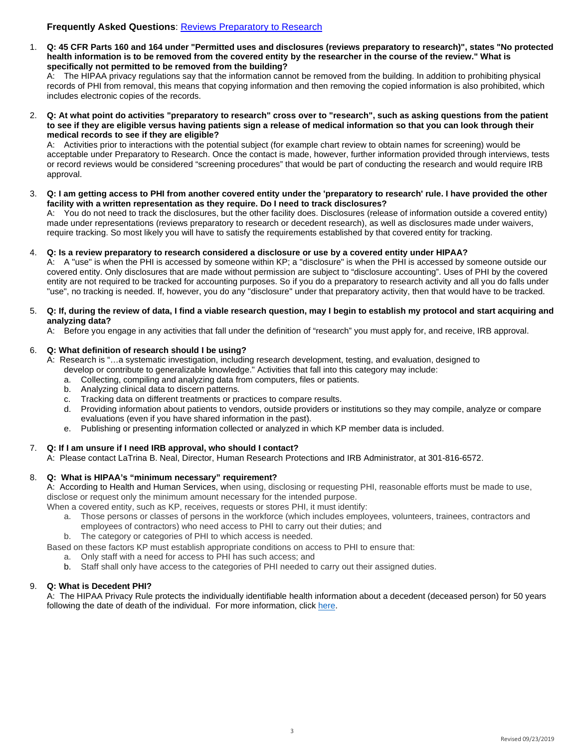**Frequently Asked Questions**: Reviews Preparatory to Research

1. **Q: 45 CFR Parts 160 and 164 under "Permitted uses and disclosures (reviews preparatory to research)", states "No protected health information is to be removed from the covered entity by the researcher in the course of the review." What is specifically not permitted to be removed from the building?**
   A: The HIPAA privacy regulations say that the information cannot be removed from the building. In addition to prohibiting physical records of PHI from removal, this means that copying information and then removing the copied information is also prohibited, which includes electronic copies of the records.

2. **Q: At what point do activities "preparatory to research" cross over to "research", such as asking questions from the patient to see if they are eligible versus having patients sign a release of medical information so that you can look through their medical records to see if they are eligible?**
   A: Activities prior to interactions with the potential subject (for example chart review to obtain names for screening) would be acceptable under Preparatory to Research. Once the contact is made, however, further information provided through interviews, tests or record reviews would be considered "screening procedures" that would be part of conducting the research and would require IRB approval.

3. **Q: I am getting access to PHI from another covered entity under the 'preparatory to research' rule. I have provided the other facility with a written representation as they require. Do I need to track disclosures?**
   A: You do not need to track the disclosures, but the other facility does. Disclosures (release of information outside a covered entity) made under representations (reviews preparatory to research or decedent research), as well as disclosures made under waivers, require tracking. So most likely you will have to satisfy the requirements established by that covered entity for tracking.

4. **Q: Is a review preparatory to research considered a disclosure or use by a covered entity under HIPAA?**
   A: A "use" is when the PHI is accessed by someone within KP; a "disclosure" is when the PHI is accessed by someone outside our covered entity. Only disclosures that are made without permission are subject to "disclosure accounting". Uses of PHI by the covered entity are not required to be tracked for accounting purposes. So if you do a preparatory to research activity and all you do falls under "use", no tracking is needed. If, however, you do any "disclosure" under that preparatory activity, then that would have to be tracked.

5. **Q: If, during the review of data, I find a viable research question, may I begin to establish my protocol and start acquiring and analyzing data?**
   A: Before you engage in any activities that fall under the definition of "research" you must apply for, and receive, IRB approval.

6. **Q: What definition of research should I be using?**
   A: Research is "…a systematic investigation, including research development, testing, and evaluation, designed to develop or contribute to generalizable knowledge." Activities that fall into this category may include:
   a. Collecting, compiling and analyzing data from computers, files or patients.
   b. Analyzing clinical data to discern patterns.
   c. Tracking data on different treatments or practices to compare results.
   d. Providing information about patients to vendors, outside providers or institutions so they may compile, analyze or compare evaluations (even if you have shared information in the past).
   e. Publishing or presenting information collected or analyzed in which KP member data is included.

7. **Q: If I am unsure if I need IRB approval, who should I contact?**
   A: Please contact LaTrina B. Neal, Director, Human Research Protections and IRB Administrator, at 301-816-6572.

8. **Q: What is HIPAA's "minimum necessary" requirement?**
   A: According to Health and Human Services, when using, disclosing or requesting PHI, reasonable efforts must be made to use, disclose or request only the minimum amount necessary for the intended purpose.
   When a covered entity, such as KP, receives, requests or stores PHI, it must identify:
   a. Those persons or classes of persons in the workforce (which includes employees, volunteers, trainees, contractors and employees of contractors) who need access to PHI to carry out their duties; and
   b. The category or categories of PHI to which access is needed.

   Based on these factors KP must establish appropriate conditions on access to PHI to ensure that:
   a. Only staff with a need for access to PHI has such access; and
   b. Staff shall only have access to the categories of PHI needed to carry out their assigned duties.

9. **Q: What is Decedent PHI?**
   A: The HIPAA Privacy Rule protects the individually identifiable health information about a decedent (deceased person) for 50 years following the date of death of the individual. For more information, click here.

Revised 09/23/2019